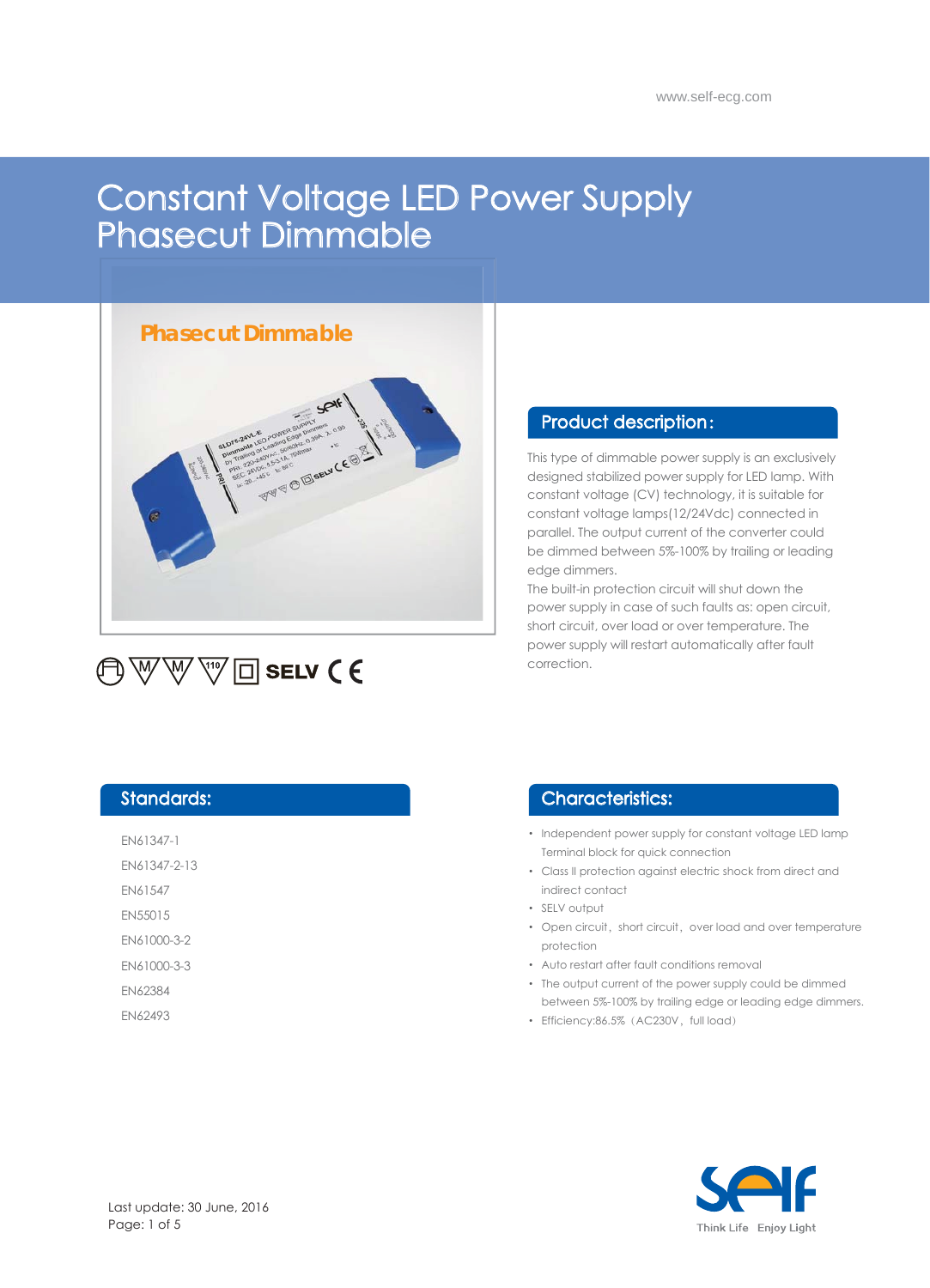# Constant Voltage LED Power Supply Phasecut Dimmable

Phasecut Dimmable

SELV

## Product description:

This type of dimmable power supply is an exclusively designed stabilized power supply for LED lamp. With constant voltage (CV) technology, it is suitable for constant voltage lamps(12/24Vdc) connected in parallel. The output current of the converter could be dimmed between 5%-100% by trailing or leading edge dimmers.

The built-in protection circuit will shut down the power supply in case of such faults as: open circuit, short circuit, over load or over temperature. The power supply will restart automatically after fault correction.

## Standards:

EN61347-1

EN61347-2-13

EN61547

EN55015

EN61000-3-2

EN61000-3-3

EN62384

EN62493

## Characteristics:

- Independent power supply for constant voltage LED lamp Terminal block for quick connection
- Class II protection against electric shock from direct and indirect contact
- SELV output
- Open circuit，short circuit，over load and over temperature protection
- Auto restart after fault conditions removal
- The output current of the power supply could be dimmed between 5%-100% by trailing edge or leading edge dimmers.
- Efficiency:86.5%（AC230V，full load）

Last update: 30 June, 2016

Think Life Enjoy Light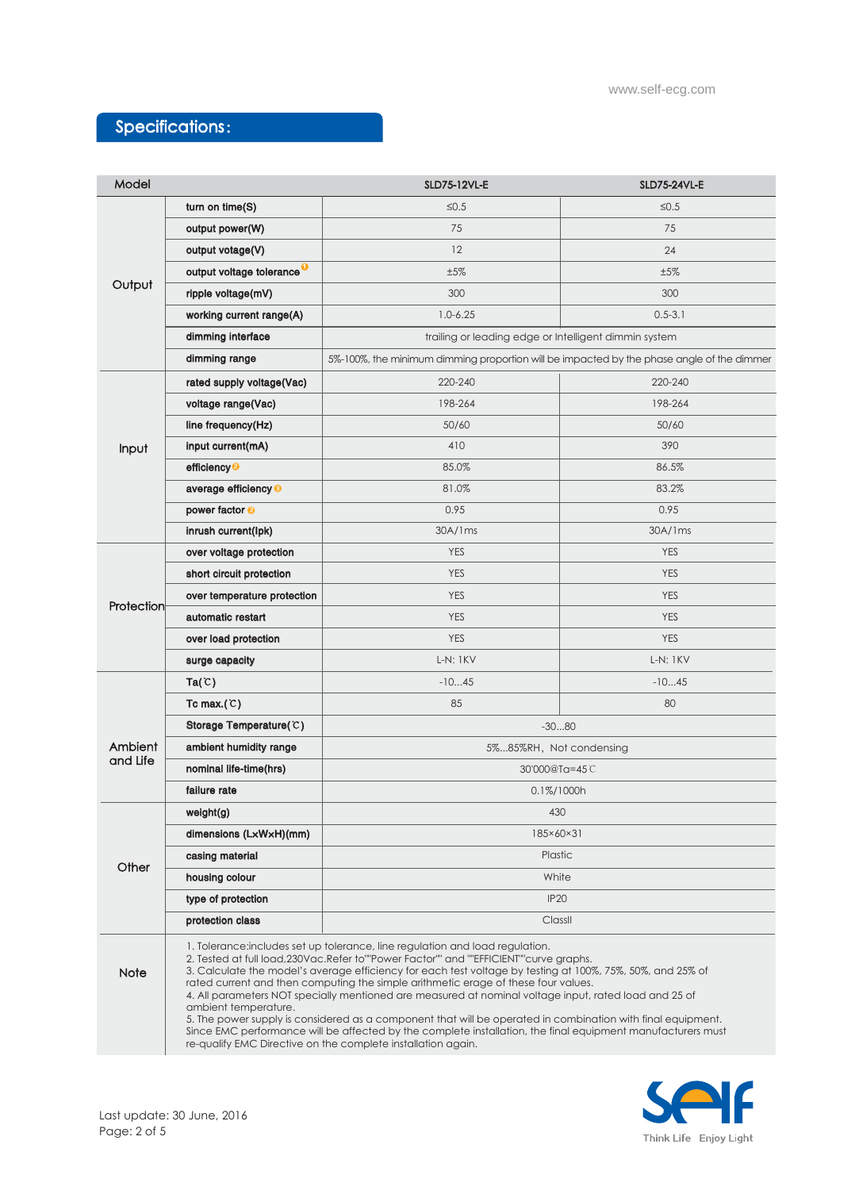## Specifications:

| Model | | SLD75-12VL-E | SLD75-24VL-E |
|---|---|---|---|
| Output | turn on time(S) | ≤0.5 | ≤0.5 |
| | output power(W) | 75 | 75 |
| | output votage(V) | 12 | 24 |
| | output voltage tolerance [1] | ±5% | ±5% |
| | ripple voltage(mV) | 300 | 300 |
| | working current range(A) | 1.0-6.25 | 0.5-3.1 |
| | dimming interface | trailing or leading edge or Intelligent dimmin system | |
| | dimming range | 5%-100%, the minimum dimming proportion will be impacted by the phase angle of the dimmer | |
| Input | rated supply voltage(Vac) | 220-240 | 220-240 |
| | voltage range(Vac) | 198-264 | 198-264 |
| | line frequency(Hz) | 50/60 | 50/60 |
| | input current(mA) | 410 | 390 |
| | efficiency [2] | 85.0% | 86.5% |
| | average efficiency [3] | 81.0% | 83.2% |
| | power factor [2] | 0.95 | 0.95 |
| | inrush current(Ipk) | 30A/1ms | 30A/1ms |
| Protection | over voltage protection | YES | YES |
| | short circuit protection | YES | YES |
| | over temperature protection | YES | YES |
| | automatic restart | YES | YES |
| | over load protection | YES | YES |
| | surge capacity | L-N: 1KV | L-N: 1KV |
| Ambient and Life | Ta(℃) | -10...45 | -10...45 |
| | Tc max.(℃) | 85 | 80 |
| | Storage Temperature(℃) | -30...80 | |
| | ambient humidity range | 5%...85%RH，Not condensing | |
| | nominal life-time(hrs) | 30'000@Ta=45℃ | |
| | failure rate | 0.1%/1000h | |
| Other | weight(g) | 430 | |
| | dimensions (LxWxH)(mm) | 185×60×31 | |
| | casing material | Plastic | |
| | housing colour | White | |
| | type of protection | IP20 | |
| | protection class | ClassII | |

**Note**

1. Tolerance:includes set up tolerance, line regulation and load regulation.
2. Tested at full load,230Vac.Refer to""Power Factor"" and ""EFFICIENT""curve graphs.
3. Calculate the model's average efficiency for each test voltage by testing at 100%, 75%, 50%, and 25% of rated current and then computing the simple arithmetic erage of these four values.
4. All parameters NOT specially mentioned are measured at nominal voltage input, rated load and 25 of ambient temperature.
5. The power supply is considered as a component that will be operated in combination with final equipment. Since EMC performance will be affected by the complete installation, the final equipment manufacturers must re-qualify EMC Directive on the complete installation again.

Last update: 30 June, 2016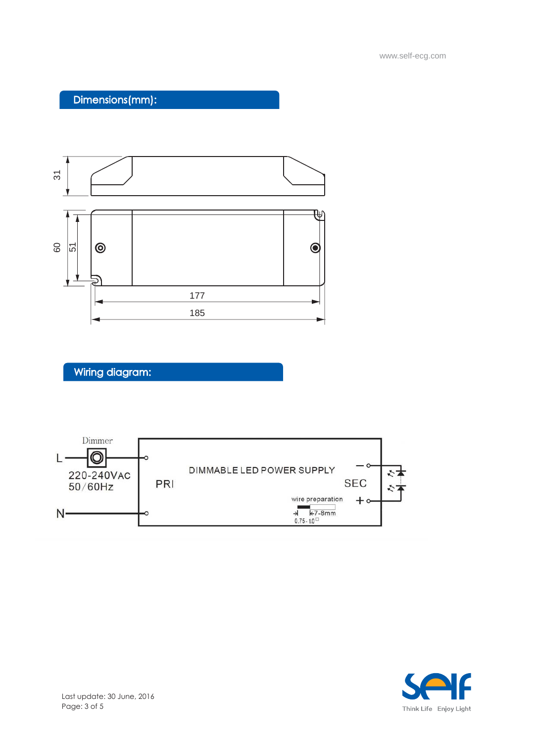## Dimensions(mm):

31

60

51

177

185

## Wiring diagram:

Dimmer

L

220-240VAC
50/60Hz

N

PRI

DIMMABLE LED POWER SUPPLY

SEC

−

+

wire preparation

7-8mm

0.75-1.0□

Last update: 30 June, 2016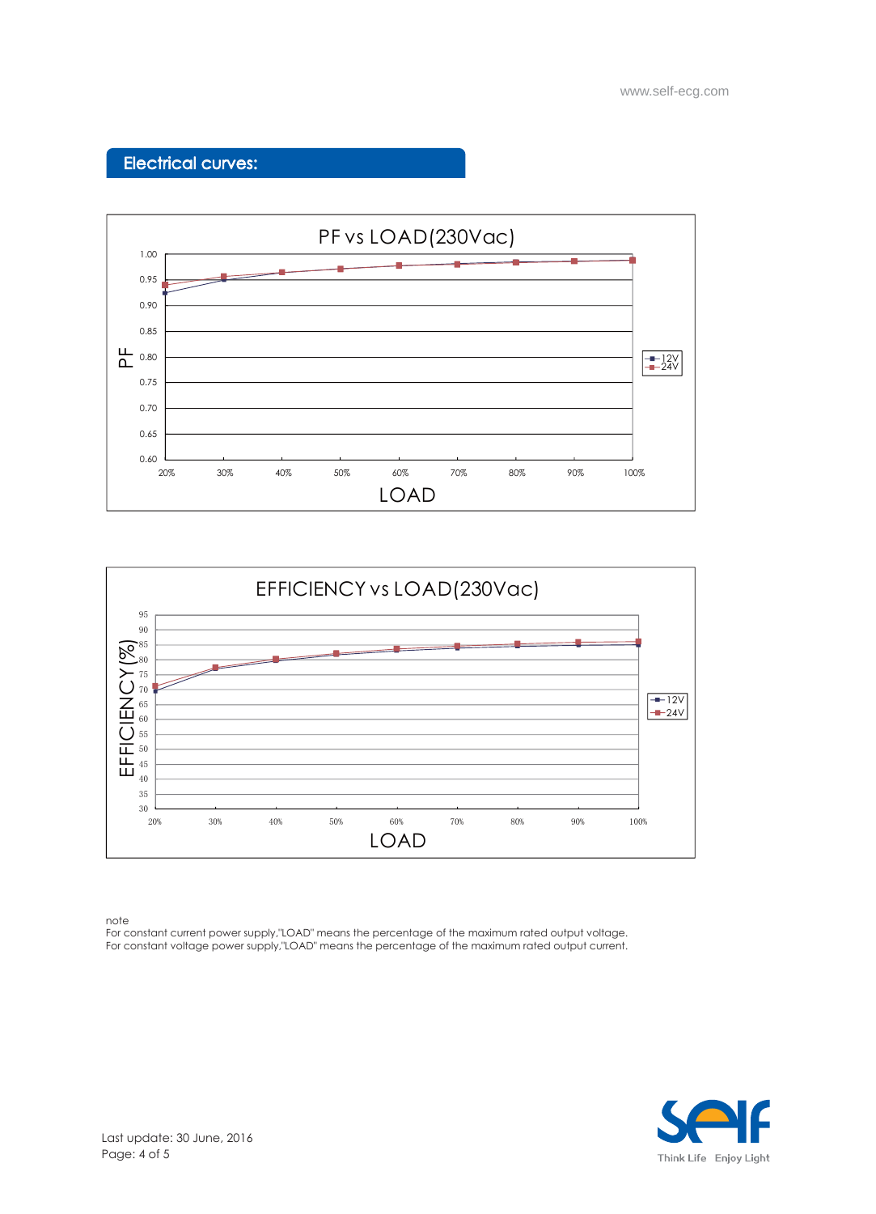## Electrical curves:

PF vs LOAD(230Vac)

PF

1.00
0.95
0.90
0.85
0.80
0.75
0.70
0.65
0.60

20% 30% 40% 50% 60% 70% 80% 90% 100%

LOAD

12V
24V

EFFICIENCY vs LOAD(230Vac)

EFFICIENCY(%)

95
90
85
80
75
70
65
60
55
50
45
40
35
30

20% 30% 40% 50% 60% 70% 80% 90% 100%

LOAD

12V
24V

note
For constant current power supply,"LOAD" means the percentage of the maximum rated output voltage.
For constant voltage power supply,"LOAD" means the percentage of the maximum rated output current.

Last update: 30 June, 2016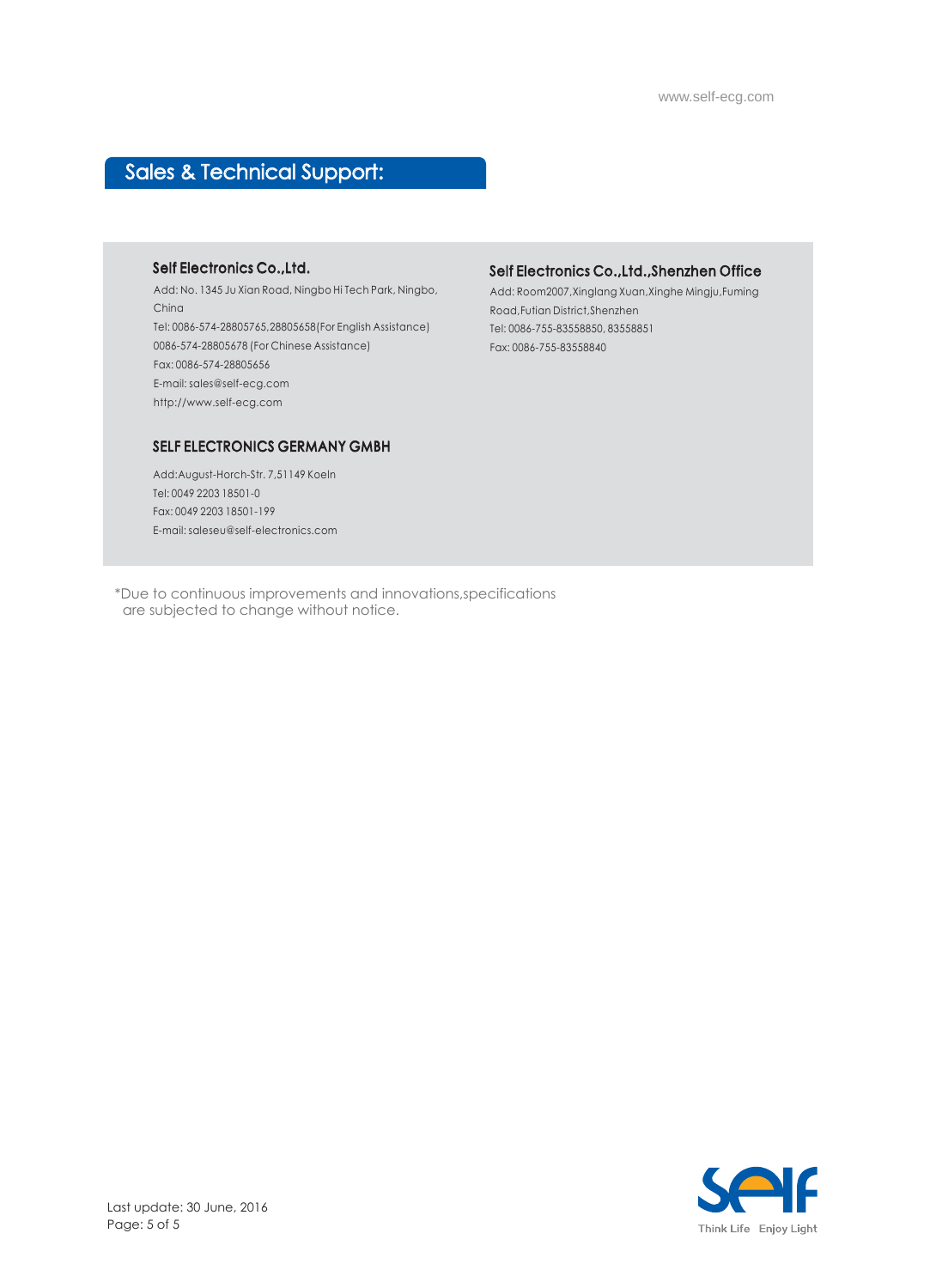## Sales & Technical Support:

### Self Electronics Co.,Ltd.

Add: No. 1345 Ju Xian Road, Ningbo Hi Tech Park, Ningbo, China
Tel: 0086-574-28805765,28805658(For English Assistance)
0086-574-28805678 (For Chinese Assistance)
Fax: 0086-574-28805656
E-mail: sales@self-ecg.com
http://www.self-ecg.com

### Self Electronics Co.,Ltd.,Shenzhen Office

Add: Room2007,Xinglang Xuan,Xinghe Mingju,Fuming Road,Futian District,Shenzhen
Tel: 0086-755-83558850, 83558851
Fax: 0086-755-83558840

### SELF ELECTRONICS GERMANY GMBH

Add:August-Horch-Str. 7,51149 Koeln
Tel: 0049 2203 18501-0
Fax: 0049 2203 18501-199
E-mail: saleseu@self-electronics.com

*Due to continuous improvements and innovations,specifications are subjected to change without notice.

Last update: 30 June, 2016

Think Life Enjoy Light